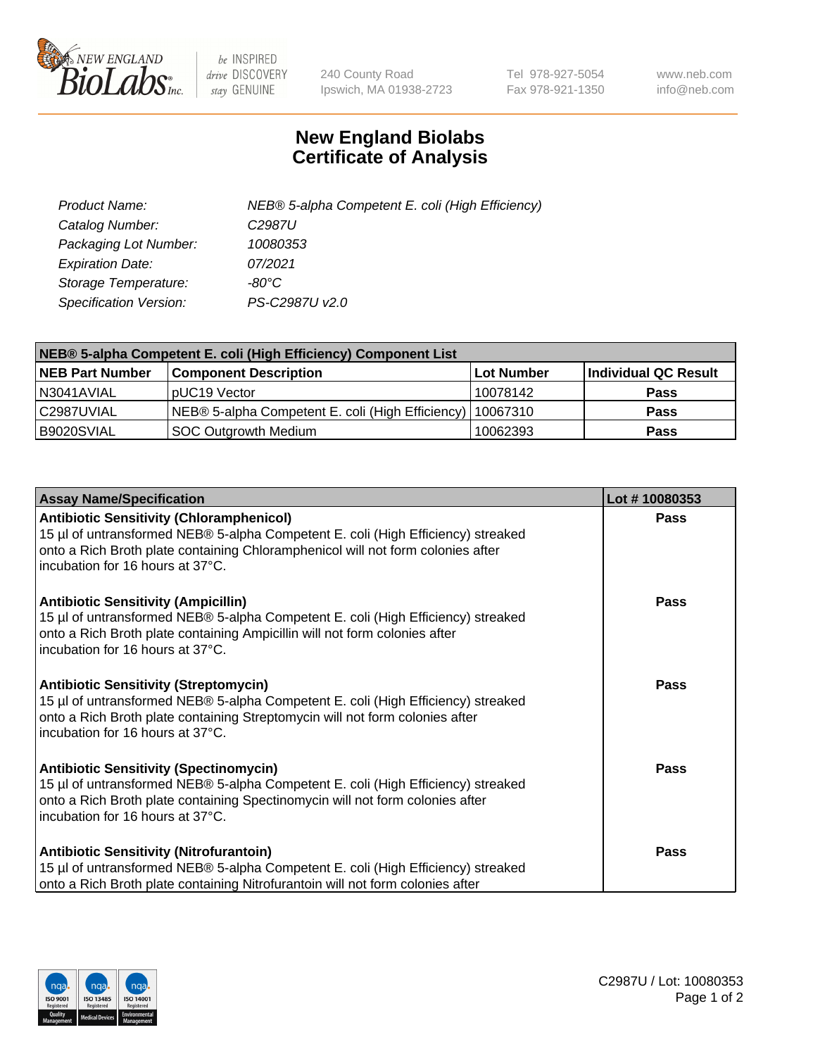# New England Biolabs Certificate of Analysis

| | |
|---|---|
| *Product Name:* | *NEB® 5-alpha Competent E. coli (High Efficiency)* |
| *Catalog Number:* | *C2987U* |
| *Packaging Lot Number:* | *10080353* |
| *Expiration Date:* | *07/2021* |
| *Storage Temperature:* | *-80°C* |
| *Specification Version:* | *PS-C2987U v2.0* |

| **NEB® 5-alpha Competent E. coli (High Efficiency) Component List** | | | |
|---|---|---|---|
| **NEB Part Number** | **Component Description** | **Lot Number** | **Individual QC Result** |
| N3041AVIAL | pUC19 Vector | 10078142 | **Pass** |
| C2987UVIAL | NEB® 5-alpha Competent E. coli (High Efficiency) | 10067310 | **Pass** |
| B9020SVIAL | SOC Outgrowth Medium | 10062393 | **Pass** |

| **Assay Name/Specification** | **Lot # 10080353** |
|---|---|
| **Antibiotic Sensitivity (Chloramphenicol)**<br>15 µl of untransformed NEB® 5-alpha Competent E. coli (High Efficiency) streaked onto a Rich Broth plate containing Chloramphenicol will not form colonies after incubation for 16 hours at 37°C. | **Pass** |
| **Antibiotic Sensitivity (Ampicillin)**<br>15 µl of untransformed NEB® 5-alpha Competent E. coli (High Efficiency) streaked onto a Rich Broth plate containing Ampicillin will not form colonies after incubation for 16 hours at 37°C. | **Pass** |
| **Antibiotic Sensitivity (Streptomycin)**<br>15 µl of untransformed NEB® 5-alpha Competent E. coli (High Efficiency) streaked onto a Rich Broth plate containing Streptomycin will not form colonies after incubation for 16 hours at 37°C. | **Pass** |
| **Antibiotic Sensitivity (Spectinomycin)**<br>15 µl of untransformed NEB® 5-alpha Competent E. coli (High Efficiency) streaked onto a Rich Broth plate containing Spectinomycin will not form colonies after incubation for 16 hours at 37°C. | **Pass** |
| **Antibiotic Sensitivity (Nitrofurantoin)**<br>15 µl of untransformed NEB® 5-alpha Competent E. coli (High Efficiency) streaked onto a Rich Broth plate containing Nitrofurantoin will not form colonies after | **Pass** |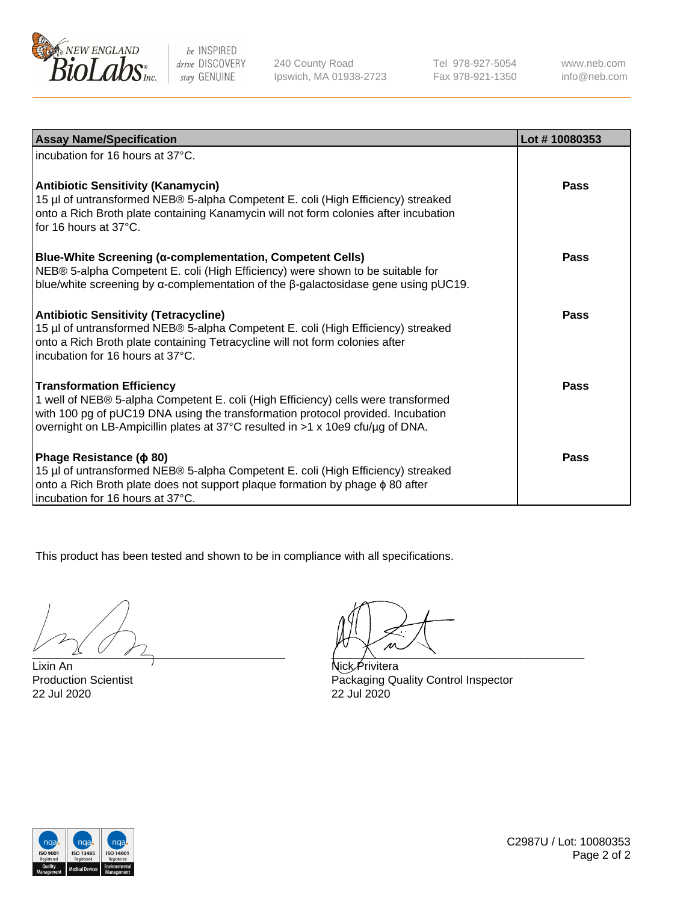| Assay Name/Specification | Lot # 10080353 |
|---|---|
| incubation for 16 hours at 37°C. | |
| **Antibiotic Sensitivity (Kanamycin)**<br>15 µl of untransformed NEB® 5-alpha Competent E. coli (High Efficiency) streaked onto a Rich Broth plate containing Kanamycin will not form colonies after incubation for 16 hours at 37°C. | **Pass** |
| **Blue-White Screening (α-complementation, Competent Cells)**<br>NEB® 5-alpha Competent E. coli (High Efficiency) were shown to be suitable for blue/white screening by α-complementation of the β-galactosidase gene using pUC19. | **Pass** |
| **Antibiotic Sensitivity (Tetracycline)**<br>15 µl of untransformed NEB® 5-alpha Competent E. coli (High Efficiency) streaked onto a Rich Broth plate containing Tetracycline will not form colonies after incubation for 16 hours at 37°C. | **Pass** |
| **Transformation Efficiency**<br>1 well of NEB® 5-alpha Competent E. coli (High Efficiency) cells were transformed with 100 pg of pUC19 DNA using the transformation protocol provided. Incubation overnight on LB-Ampicillin plates at 37°C resulted in >1 x 10e9 cfu/µg of DNA. | **Pass** |
| **Phage Resistance (ϕ 80)**<br>15 µl of untransformed NEB® 5-alpha Competent E. coli (High Efficiency) streaked onto a Rich Broth plate does not support plaque formation by phage ϕ 80 after incubation for 16 hours at 37°C. | **Pass** |

This product has been tested and shown to be in compliance with all specifications.

Lixin An
Production Scientist
22 Jul 2020

Nick Privitera
Packaging Quality Control Inspector
22 Jul 2020

C2987U / Lot: 10080353